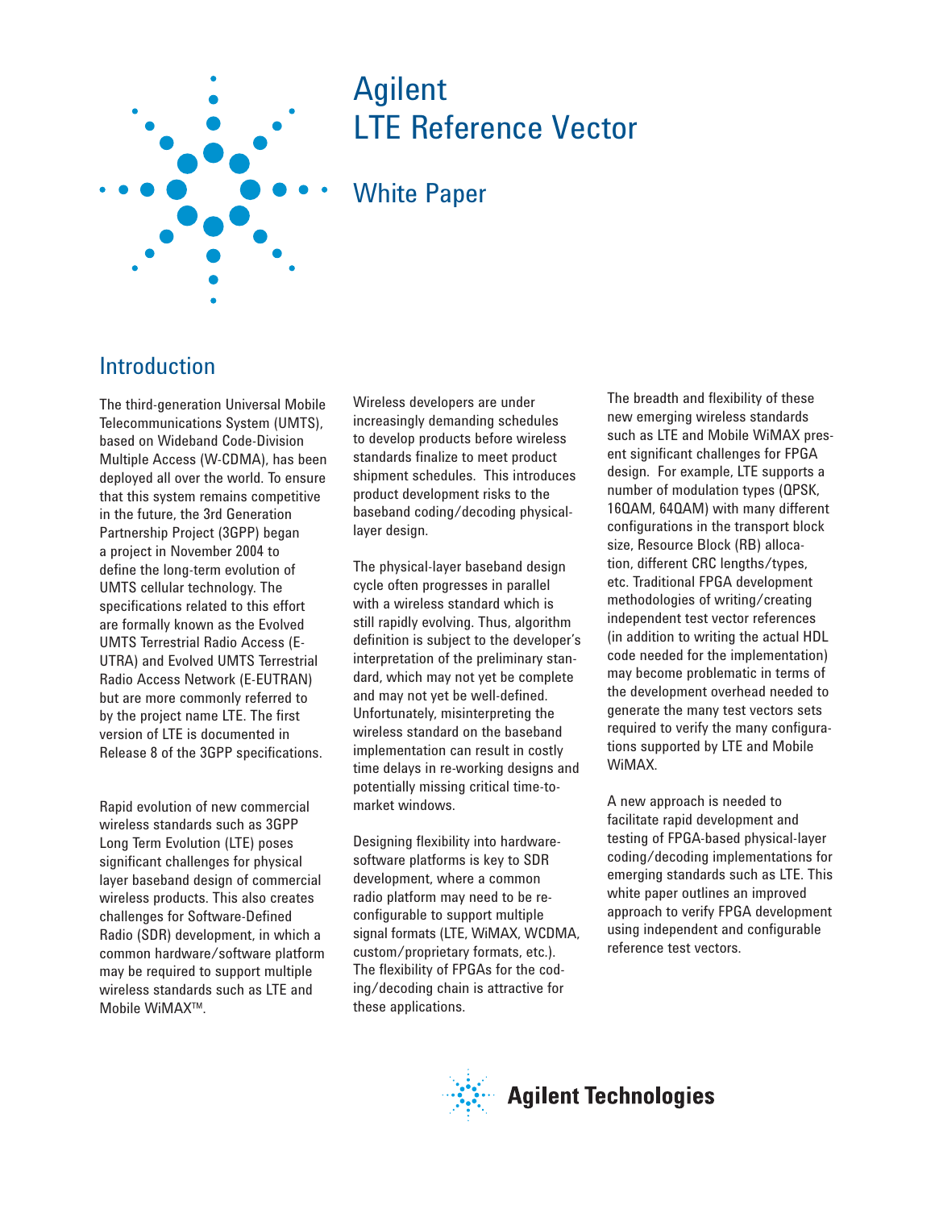# Agilent LTE Reference Vector

## White Paper

## Introduction

The third-generation Universal Mobile Telecommunications System (UMTS), based on Wideband Code-Division Multiple Access (W-CDMA), has been deployed all over the world. To ensure that this system remains competitive in the future, the 3rd Generation Partnership Project (3GPP) began a project in November 2004 to define the long-term evolution of UMTS cellular technology. The specifications related to this effort are formally known as the Evolved UMTS Terrestrial Radio Access (E-UTRA) and Evolved UMTS Terrestrial Radio Access Network (E-EUTRAN) but are more commonly referred to by the project name LTE. The first version of LTE is documented in Release 8 of the 3GPP specifications.

Rapid evolution of new commercial wireless standards such as 3GPP Long Term Evolution (LTE) poses significant challenges for physical layer baseband design of commercial wireless products. This also creates challenges for Software-Defined Radio (SDR) development, in which a common hardware/software platform may be required to support multiple wireless standards such as LTE and Mobile WiMAX™.

Wireless developers are under increasingly demanding schedules to develop products before wireless standards finalize to meet product shipment schedules. This introduces product development risks to the baseband coding/decoding physical-layer design.

The physical-layer baseband design cycle often progresses in parallel with a wireless standard which is still rapidly evolving. Thus, algorithm definition is subject to the developer's interpretation of the preliminary standard, which may not yet be complete and may not yet be well-defined. Unfortunately, misinterpreting the wireless standard on the baseband implementation can result in costly time delays in re-working designs and potentially missing critical time-to-market windows.

Designing flexibility into hardware-software platforms is key to SDR development, where a common radio platform may need to be re-configurable to support multiple signal formats (LTE, WiMAX, WCDMA, custom/proprietary formats, etc.). The flexibility of FPGAs for the coding/decoding chain is attractive for these applications.

The breadth and flexibility of these new emerging wireless standards such as LTE and Mobile WiMAX present significant challenges for FPGA design. For example, LTE supports a number of modulation types (QPSK, 16QAM, 64QAM) with many different configurations in the transport block size, Resource Block (RB) allocation, different CRC lengths/types, etc. Traditional FPGA development methodologies of writing/creating independent test vector references (in addition to writing the actual HDL code needed for the implementation) may become problematic in terms of the development overhead needed to generate the many test vectors sets required to verify the many configurations supported by LTE and Mobile WiMAX.

A new approach is needed to facilitate rapid development and testing of FPGA-based physical-layer coding/decoding implementations for emerging standards such as LTE. This white paper outlines an improved approach to verify FPGA development using independent and configurable reference test vectors.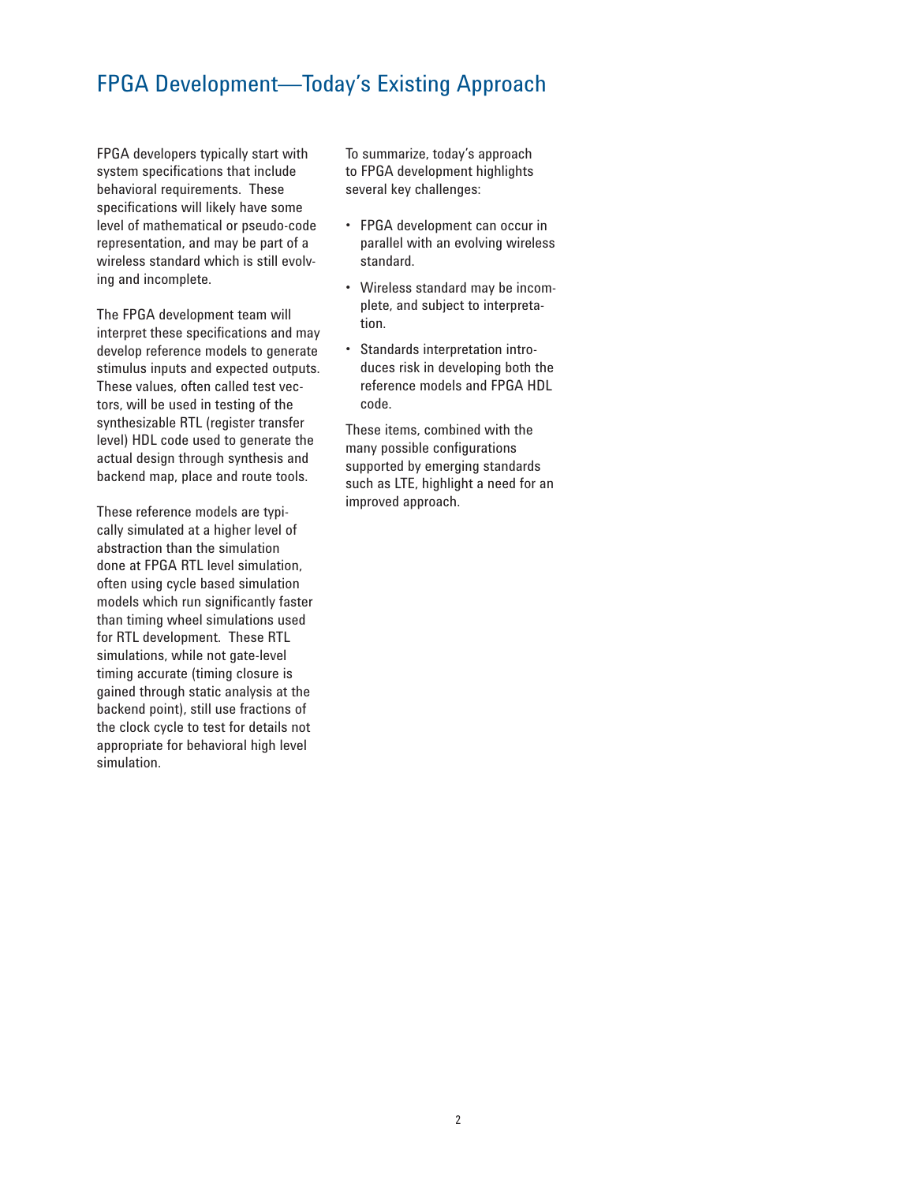# FPGA Development—Today's Existing Approach

FPGA developers typically start with system specifications that include behavioral requirements. These specifications will likely have some level of mathematical or pseudo-code representation, and may be part of a wireless standard which is still evolving and incomplete.

The FPGA development team will interpret these specifications and may develop reference models to generate stimulus inputs and expected outputs. These values, often called test vectors, will be used in testing of the synthesizable RTL (register transfer level) HDL code used to generate the actual design through synthesis and backend map, place and route tools.

These reference models are typically simulated at a higher level of abstraction than the simulation done at FPGA RTL level simulation, often using cycle based simulation models which run significantly faster than timing wheel simulations used for RTL development. These RTL simulations, while not gate-level timing accurate (timing closure is gained through static analysis at the backend point), still use fractions of the clock cycle to test for details not appropriate for behavioral high level simulation.

To summarize, today's approach to FPGA development highlights several key challenges:

- FPGA development can occur in parallel with an evolving wireless standard.
- Wireless standard may be incomplete, and subject to interpretation.
- Standards interpretation introduces risk in developing both the reference models and FPGA HDL code.

These items, combined with the many possible configurations supported by emerging standards such as LTE, highlight a need for an improved approach.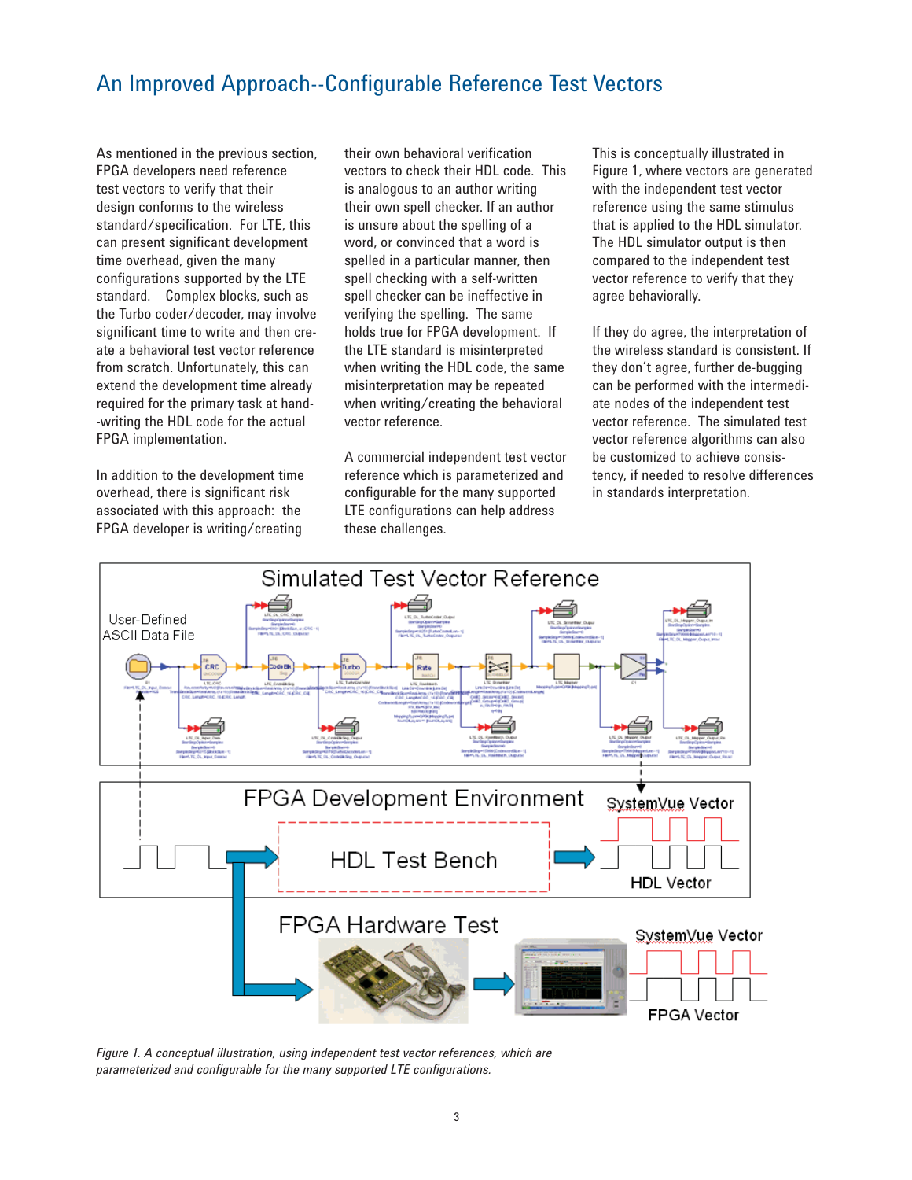## An Improved Approach--Configurable Reference Test Vectors

As mentioned in the previous section, FPGA developers need reference test vectors to verify that their design conforms to the wireless standard/specification. For LTE, this can present significant development time overhead, given the many configurations supported by the LTE standard. Complex blocks, such as the Turbo coder/decoder, may involve significant time to write and then create a behavioral test vector reference from scratch. Unfortunately, this can extend the development time already required for the primary task at hand--writing the HDL code for the actual FPGA implementation.

In addition to the development time overhead, there is significant risk associated with this approach: the FPGA developer is writing/creating their own behavioral verification vectors to check their HDL code. This is analogous to an author writing their own spell checker. If an author is unsure about the spelling of a word, or convinced that a word is spelled in a particular manner, then spell checking with a self-written spell checker can be ineffective in verifying the spelling. The same holds true for FPGA development. If the LTE standard is misinterpreted when writing the HDL code, the same misinterpretation may be repeated when writing/creating the behavioral vector reference.

A commercial independent test vector reference which is parameterized and configurable for the many supported LTE configurations can help address these challenges.

This is conceptually illustrated in Figure 1, where vectors are generated with the independent test vector reference using the same stimulus that is applied to the HDL simulator. The HDL simulator output is then compared to the independent test vector reference to verify that they agree behaviorally.

If they do agree, the interpretation of the wireless standard is consistent. If they don't agree, further de-bugging can be performed with the intermediate nodes of the independent test vector reference. The simulated test vector reference algorithms can also be customized to achieve consistency, if needed to resolve differences in standards interpretation.

*Figure 1. A conceptual illustration, using independent test vector references, which are parameterized and configurable for the many supported LTE configurations.*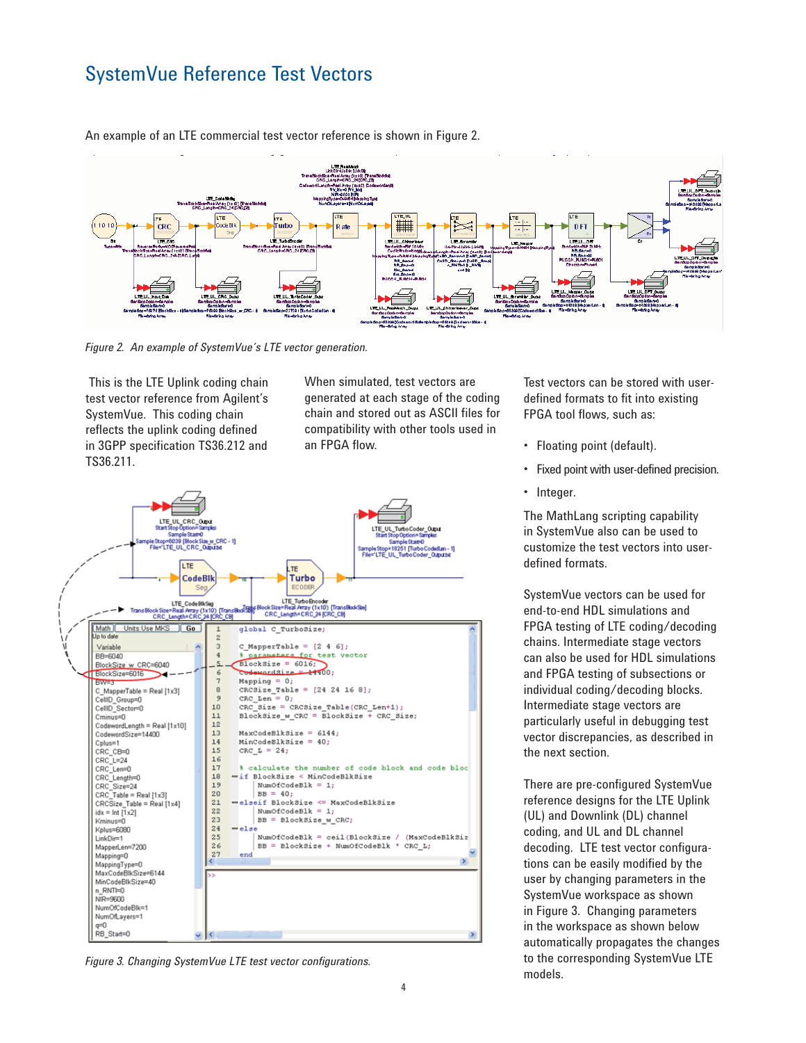# SystemVue Reference Test Vectors

An example of an LTE commercial test vector reference is shown in Figure 2.

*Figure 2. An example of SystemVue's LTE vector generation.*

This is the LTE Uplink coding chain test vector reference from Agilent's SystemVue. This coding chain reflects the uplink coding defined in 3GPP specification TS36.212 and TS36.211.

When simulated, test vectors are generated at each stage of the coding chain and stored out as ASCII files for compatibility with other tools used in an FPGA flow.

Test vectors can be stored with user-defined formats to fit into existing FPGA tool flows, such as:

- Floating point (default).
- Fixed point with user-defined precision.
- Integer.

The MathLang scripting capability in SystemVue also can be used to customize the test vectors into user-defined formats.

SystemVue vectors can be used for end-to-end HDL simulations and FPGA testing of LTE coding/decoding chains. Intermediate stage vectors can also be used for HDL simulations and FPGA testing of subsections or individual coding/decoding blocks. Intermediate stage vectors are particularly useful in debugging test vector discrepancies, as described in the next section.

There are pre-configured SystemVue reference designs for the LTE Uplink (UL) and Downlink (DL) channel coding, and UL and DL channel decoding. LTE test vector configurations can be easily modified by the user by changing parameters in the SystemVue workspace as shown in Figure 3. Changing parameters in the workspace as shown below automatically propagates the changes to the corresponding SystemVue LTE models.

*Figure 3. Changing SystemVue LTE test vector configurations.*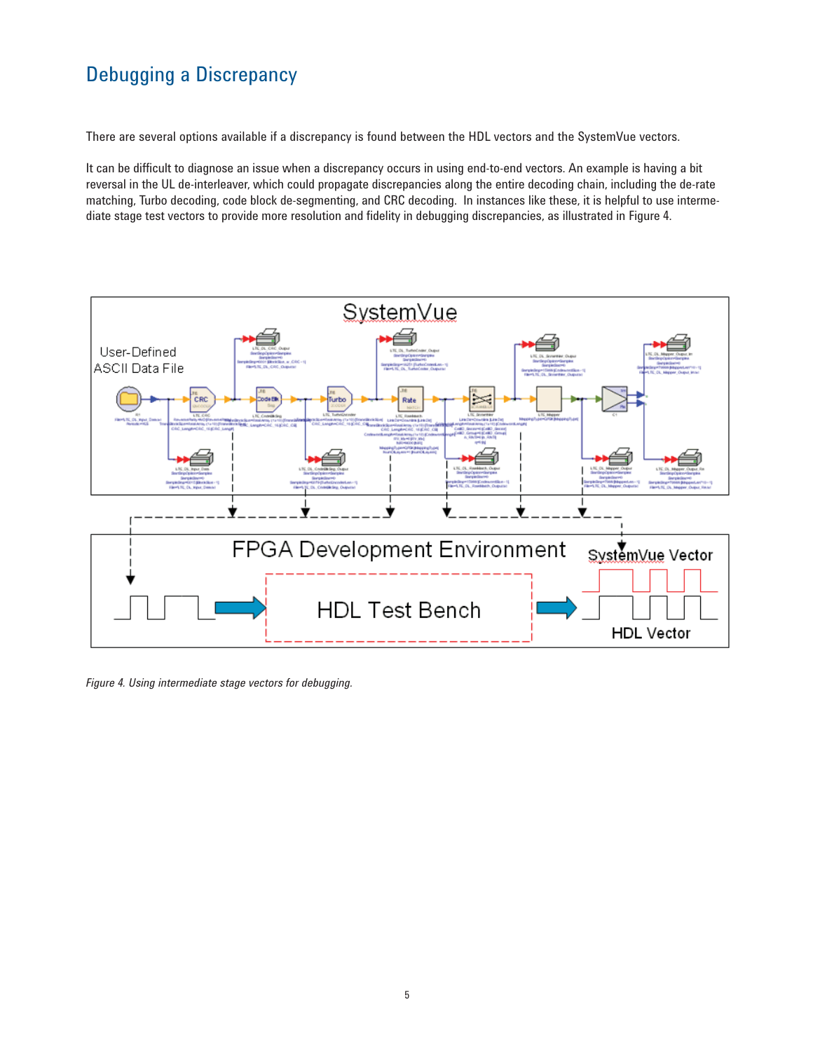## Debugging a Discrepancy

There are several options available if a discrepancy is found between the HDL vectors and the SystemVue vectors.

It can be difficult to diagnose an issue when a discrepancy occurs in using end-to-end vectors. An example is having a bit reversal in the UL de-interleaver, which could propagate discrepancies along the entire decoding chain, including the de-rate matching, Turbo decoding, code block de-segmenting, and CRC decoding. In instances like these, it is helpful to use intermediate stage test vectors to provide more resolution and fidelity in debugging discrepancies, as illustrated in Figure 4.

*Figure 4. Using intermediate stage vectors for debugging.*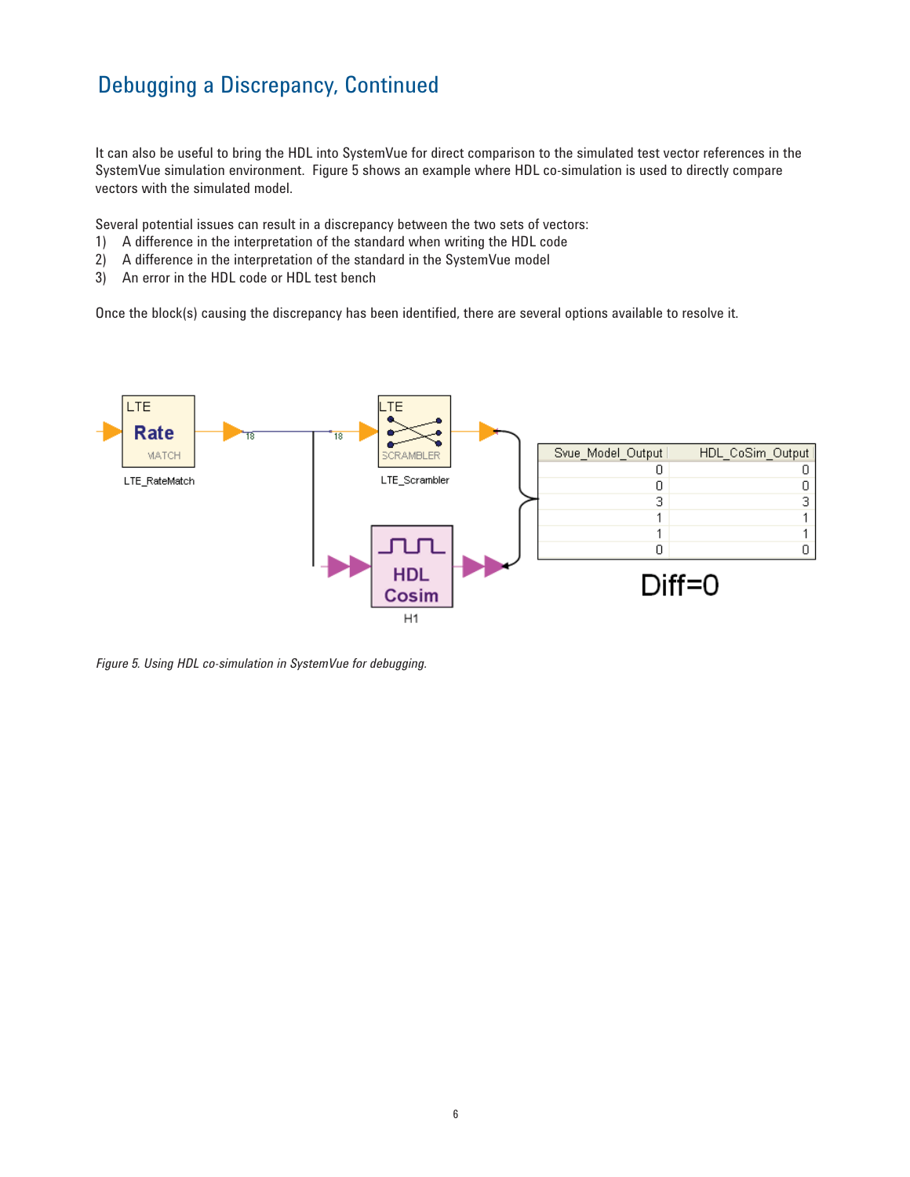## Debugging a Discrepancy, Continued

It can also be useful to bring the HDL into SystemVue for direct comparison to the simulated test vector references in the SystemVue simulation environment. Figure 5 shows an example where HDL co-simulation is used to directly compare vectors with the simulated model.

Several potential issues can result in a discrepancy between the two sets of vectors:

1) A difference in the interpretation of the standard when writing the HDL code
2) A difference in the interpretation of the standard in the SystemVue model
3) An error in the HDL code or HDL test bench

Once the block(s) causing the discrepancy has been identified, there are several options available to resolve it.

| Svue_Model_Output | HDL_CoSim_Output |
|---|---|
| 0 | 0 |
| 0 | 0 |
| 3 | 3 |
| 1 | 1 |
| 1 | 1 |
| 0 | 0 |

Diff=0

*Figure 5. Using HDL co-simulation in SystemVue for debugging.*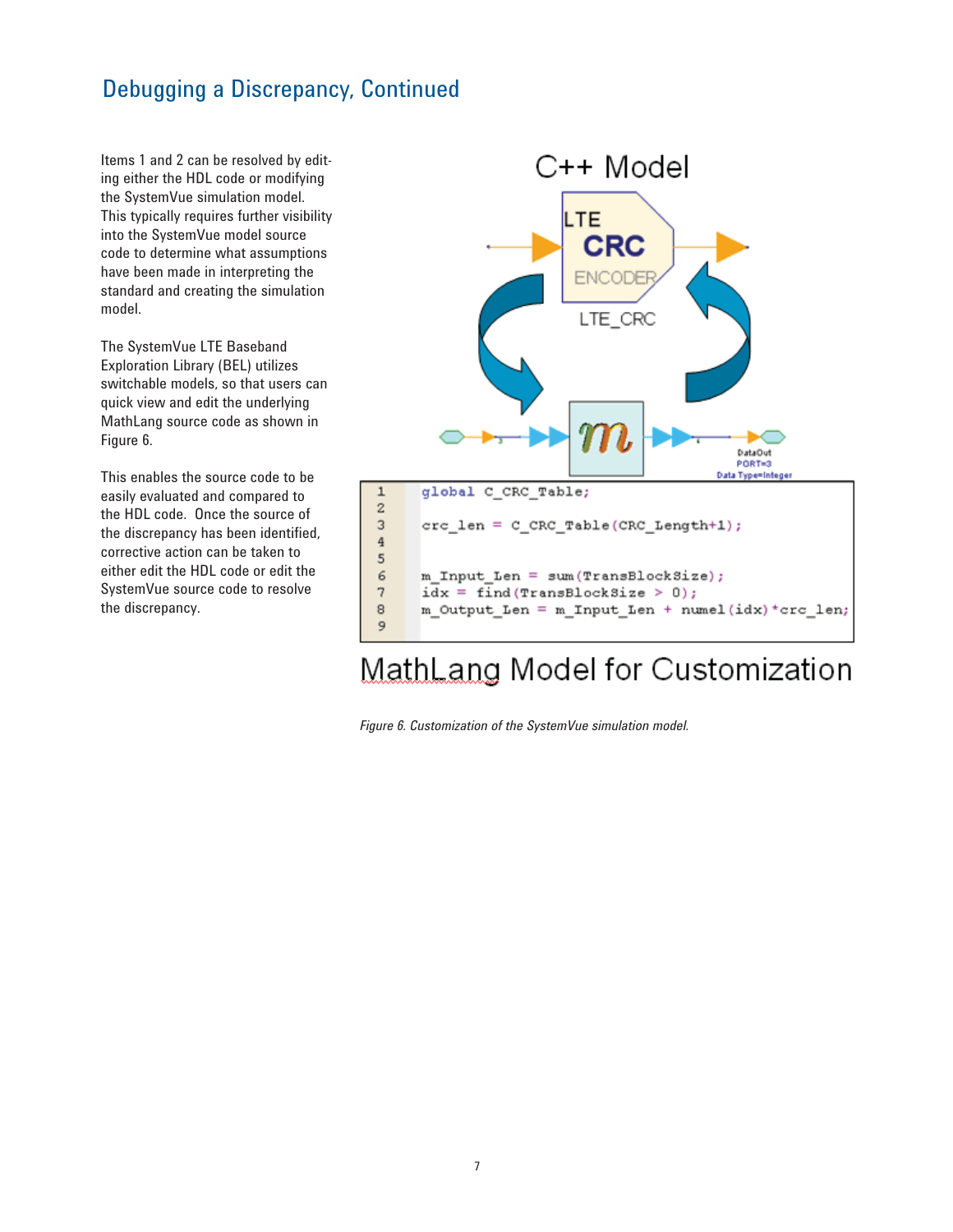## Debugging a Discrepancy, Continued

Items 1 and 2 can be resolved by editing either the HDL code or modifying the SystemVue simulation model. This typically requires further visibility into the SystemVue model source code to determine what assumptions have been made in interpreting the standard and creating the simulation model.

The SystemVue LTE Baseband Exploration Library (BEL) utilizes switchable models, so that users can quick view and edit the underlying MathLang source code as shown in Figure 6.

This enables the source code to be easily evaluated and compared to the HDL code. Once the source of the discrepancy has been identified, corrective action can be taken to either edit the HDL code or edit the SystemVue source code to resolve the discrepancy.

C++ Model

LTE CRC ENCODER

LTE_CRC

```
1  global C_CRC_Table;
2
3  crc_len = C_CRC_Table(CRC_Length+1);
4
5
6  m_Input_Len = sum(TransBlockSize);
7  idx = find(TransBlockSize > 0);
8  m_Output_Len = m_Input_Len + numel(idx)*crc_len;
9
```

MathLang Model for Customization

*Figure 6. Customization of the SystemVue simulation model.*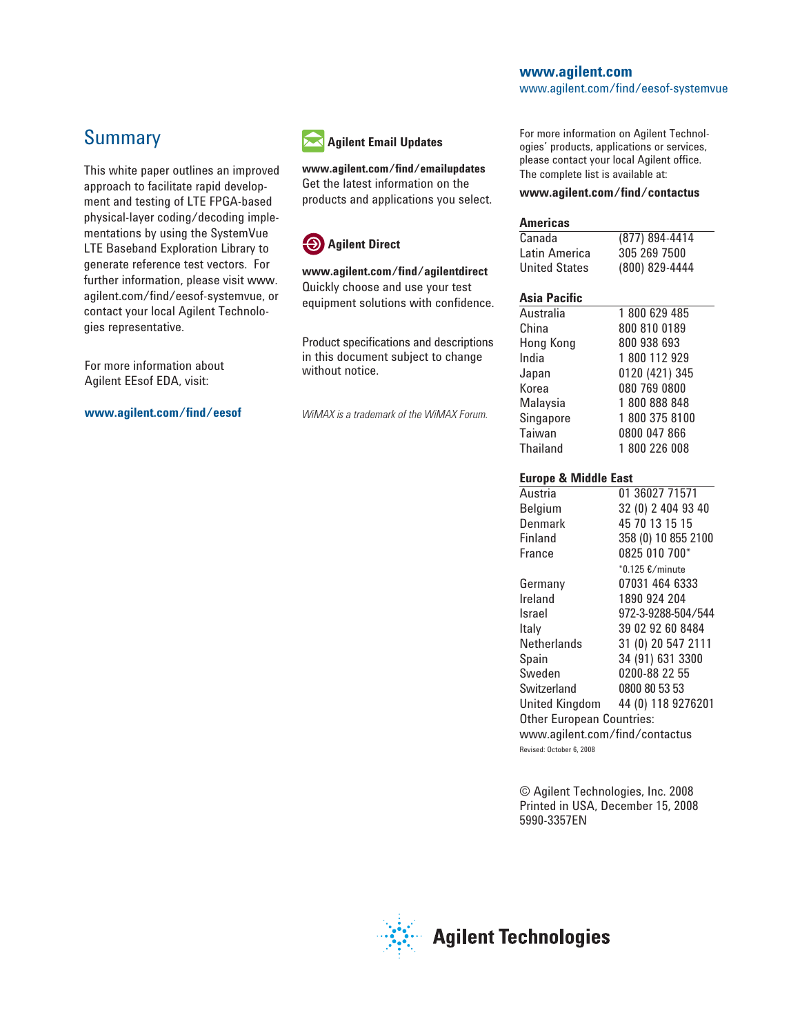**www.agilent.com**
www.agilent.com/find/eesof-systemvue

## Summary

This white paper outlines an improved approach to facilitate rapid development and testing of LTE FPGA-based physical-layer coding/decoding implementations by using the SystemVue LTE Baseband Exploration Library to generate reference test vectors. For further information, please visit www.agilent.com/find/eesof-systemvue, or contact your local Agilent Technologies representative.

For more information about Agilent EEsof EDA, visit:

**www.agilent.com/find/eesof**

**Agilent Email Updates**

**www.agilent.com/find/emailupdates**
Get the latest information on the products and applications you select.

**Agilent Direct**

**www.agilent.com/find/agilentdirect**
Quickly choose and use your test equipment solutions with confidence.

Product specifications and descriptions in this document subject to change without notice.

*WiMAX is a trademark of the WiMAX Forum.*

For more information on Agilent Technologies' products, applications or services, please contact your local Agilent office. The complete list is available at:

**www.agilent.com/find/contactus**

| **Americas** | |
|---|---|
| Canada | (877) 894-4414 |
| Latin America | 305 269 7500 |
| United States | (800) 829-4444 |

| **Asia Pacific** | |
|---|---|
| Australia | 1 800 629 485 |
| China | 800 810 0189 |
| Hong Kong | 800 938 693 |
| India | 1 800 112 929 |
| Japan | 0120 (421) 345 |
| Korea | 080 769 0800 |
| Malaysia | 1 800 888 848 |
| Singapore | 1 800 375 8100 |
| Taiwan | 0800 047 866 |
| Thailand | 1 800 226 008 |

| **Europe & Middle East** | |
|---|---|
| Austria | 01 36027 71571 |
| Belgium | 32 (0) 2 404 93 40 |
| Denmark | 45 70 13 15 15 |
| Finland | 358 (0) 10 855 2100 |
| France | 0825 010 700* |
| | *0.125 €/minute |
| Germany | 07031 464 6333 |
| Ireland | 1890 924 204 |
| Israel | 972-3-9288-504/544 |
| Italy | 39 02 92 60 8484 |
| Netherlands | 31 (0) 20 547 2111 |
| Spain | 34 (91) 631 3300 |
| Sweden | 0200-88 22 55 |
| Switzerland | 0800 80 53 53 |
| United Kingdom | 44 (0) 118 9276201 |

Other European Countries:
www.agilent.com/find/contactus

Revised: October 6, 2008

© Agilent Technologies, Inc. 2008
Printed in USA, December 15, 2008
5990-3357EN

Agilent Technologies